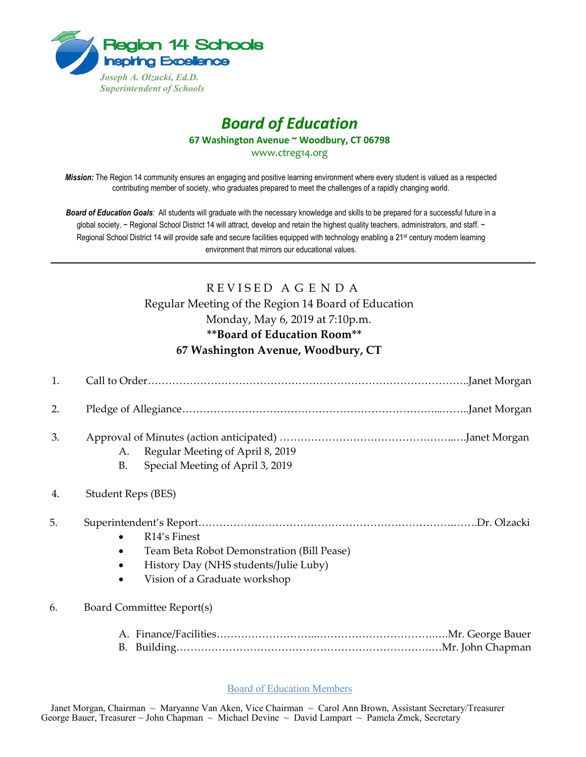Region 14 Schools
Inspiring Excellence

*Joseph A. Olzacki, Ed.D.*
*Superintendent of Schools*

# *Board of Education*

**67 Washington Avenue ~ Woodbury, CT 06798**

www.ctreg14.org

***Mission:*** The Region 14 community ensures an engaging and positive learning environment where every student is valued as a respected contributing member of society, who graduates prepared to meet the challenges of a rapidly changing world.

***Board of Education Goals**:* All students will graduate with the necessary knowledge and skills to be prepared for a successful future in a global society. ~ Regional School District 14 will attract, develop and retain the highest quality teachers, administrators, and staff. ~ Regional School District 14 will provide safe and secure facilities equipped with technology enabling a 21st century modern learning environment that mirrors our educational values.

---

## R E V I S E D  A G E N D A

Regular Meeting of the Region 14 Board of Education
Monday, May 6, 2019 at 7:10p.m.
**\*\*Board of Education Room\*\***
**67 Washington Avenue, Woodbury, CT**

1. Call to Order…………………………………………………………………………..Janet Morgan

2. Pledge of Allegiance…………………………………………………………...……..Janet Morgan

3. Approval of Minutes (action anticipated) ……………………………………….….Janet Morgan
   - A. Regular Meeting of April 8, 2019
   - B. Special Meeting of April 3, 2019

4. Student Reps (BES)

5. Superintendent's Report……………………………………………………………..…….Dr. Olzacki
   - R14's Finest
   - Team Beta Robot Demonstration (Bill Pease)
   - History Day (NHS students/Julie Luby)
   - Vision of a Graduate workshop

6. Board Committee Report(s)
   - A. Finance/Facilities………………………..………………………….….Mr. George Bauer
   - B. Building……………………….……………………………………….…Mr. John Chapman

Board of Education Members

Janet Morgan, Chairman ~ Maryanne Van Aken, Vice Chairman ~ Carol Ann Brown, Assistant Secretary/Treasurer
George Bauer, Treasurer ~ John Chapman ~ Michael Devine ~ David Lampart ~ Pamela Zmek, Secretary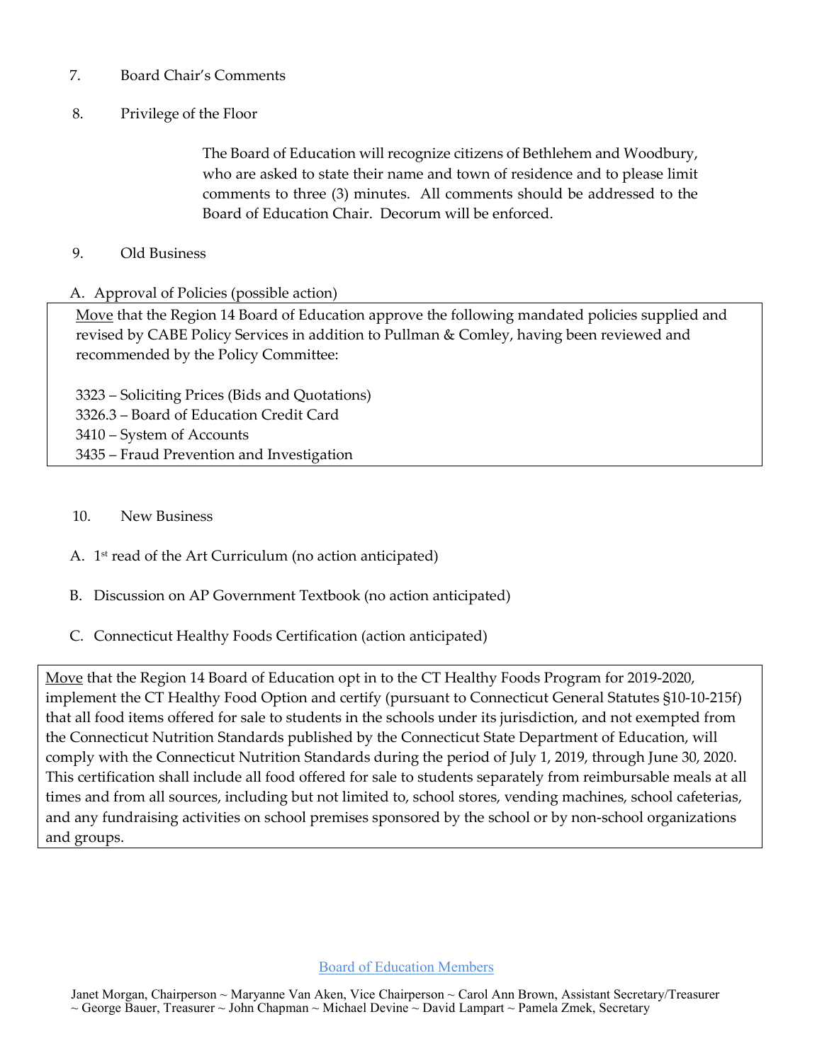7. Board Chair's Comments

8. Privilege of the Floor

> The Board of Education will recognize citizens of Bethlehem and Woodbury, who are asked to state their name and town of residence and to please limit comments to three (3) minutes. All comments should be addressed to the Board of Education Chair. Decorum will be enforced.

9. Old Business

A. Approval of Policies (possible action)

<u>Move</u> that the Region 14 Board of Education approve the following mandated policies supplied and revised by CABE Policy Services in addition to Pullman & Comley, having been reviewed and recommended by the Policy Committee:

3323 – Soliciting Prices (Bids and Quotations)
3326.3 – Board of Education Credit Card
3410 – System of Accounts
3435 – Fraud Prevention and Investigation

10. New Business

A. 1st read of the Art Curriculum (no action anticipated)

B. Discussion on AP Government Textbook (no action anticipated)

C. Connecticut Healthy Foods Certification (action anticipated)

<u>Move</u> that the Region 14 Board of Education opt in to the CT Healthy Foods Program for 2019-2020, implement the CT Healthy Food Option and certify (pursuant to Connecticut General Statutes §10-10-215f) that all food items offered for sale to students in the schools under its jurisdiction, and not exempted from the Connecticut Nutrition Standards published by the Connecticut State Department of Education, will comply with the Connecticut Nutrition Standards during the period of July 1, 2019, through June 30, 2020. This certification shall include all food offered for sale to students separately from reimbursable meals at all times and from all sources, including but not limited to, school stores, vending machines, school cafeterias, and any fundraising activities on school premises sponsored by the school or by non-school organizations and groups.

Board of Education Members

Janet Morgan, Chairperson ~ Maryanne Van Aken, Vice Chairperson ~ Carol Ann Brown, Assistant Secretary/Treasurer ~ George Bauer, Treasurer ~ John Chapman ~ Michael Devine ~ David Lampart ~ Pamela Zmek, Secretary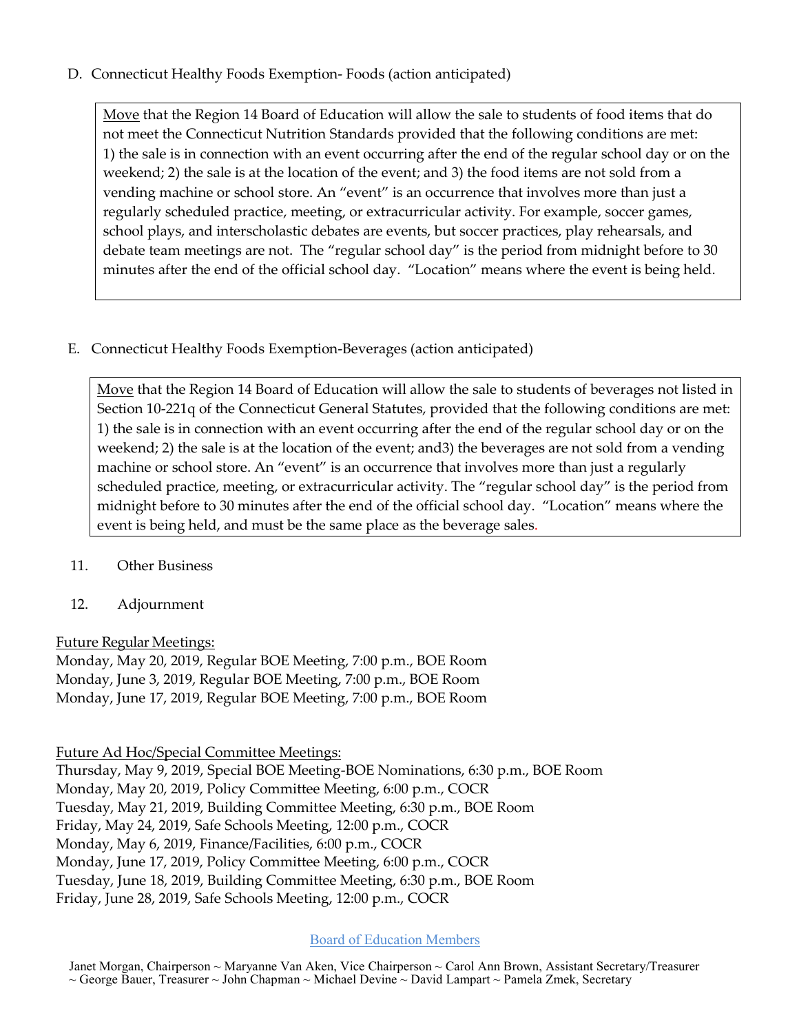D. Connecticut Healthy Foods Exemption- Foods (action anticipated)

> Move that the Region 14 Board of Education will allow the sale to students of food items that do not meet the Connecticut Nutrition Standards provided that the following conditions are met: 1) the sale is in connection with an event occurring after the end of the regular school day or on the weekend; 2) the sale is at the location of the event; and 3) the food items are not sold from a vending machine or school store. An "event" is an occurrence that involves more than just a regularly scheduled practice, meeting, or extracurricular activity. For example, soccer games, school plays, and interscholastic debates are events, but soccer practices, play rehearsals, and debate team meetings are not. The "regular school day" is the period from midnight before to 30 minutes after the end of the official school day. "Location" means where the event is being held.

E. Connecticut Healthy Foods Exemption-Beverages (action anticipated)

> Move that the Region 14 Board of Education will allow the sale to students of beverages not listed in Section 10-221q of the Connecticut General Statutes, provided that the following conditions are met: 1) the sale is in connection with an event occurring after the end of the regular school day or on the weekend; 2) the sale is at the location of the event; and3) the beverages are not sold from a vending machine or school store. An "event" is an occurrence that involves more than just a regularly scheduled practice, meeting, or extracurricular activity. The "regular school day" is the period from midnight before to 30 minutes after the end of the official school day. "Location" means where the event is being held, and must be the same place as the beverage sales.

11. Other Business

12. Adjournment

Future Regular Meetings:
Monday, May 20, 2019, Regular BOE Meeting, 7:00 p.m., BOE Room
Monday, June 3, 2019, Regular BOE Meeting, 7:00 p.m., BOE Room
Monday, June 17, 2019, Regular BOE Meeting, 7:00 p.m., BOE Room

Future Ad Hoc/Special Committee Meetings:
Thursday, May 9, 2019, Special BOE Meeting-BOE Nominations, 6:30 p.m., BOE Room
Monday, May 20, 2019, Policy Committee Meeting, 6:00 p.m., COCR
Tuesday, May 21, 2019, Building Committee Meeting, 6:30 p.m., BOE Room
Friday, May 24, 2019, Safe Schools Meeting, 12:00 p.m., COCR
Monday, May 6, 2019, Finance/Facilities, 6:00 p.m., COCR
Monday, June 17, 2019, Policy Committee Meeting, 6:00 p.m., COCR
Tuesday, June 18, 2019, Building Committee Meeting, 6:30 p.m., BOE Room
Friday, June 28, 2019, Safe Schools Meeting, 12:00 p.m., COCR

Board of Education Members

Janet Morgan, Chairperson ~ Maryanne Van Aken, Vice Chairperson ~ Carol Ann Brown, Assistant Secretary/Treasurer ~ George Bauer, Treasurer ~ John Chapman ~ Michael Devine ~ David Lampart ~ Pamela Zmek, Secretary